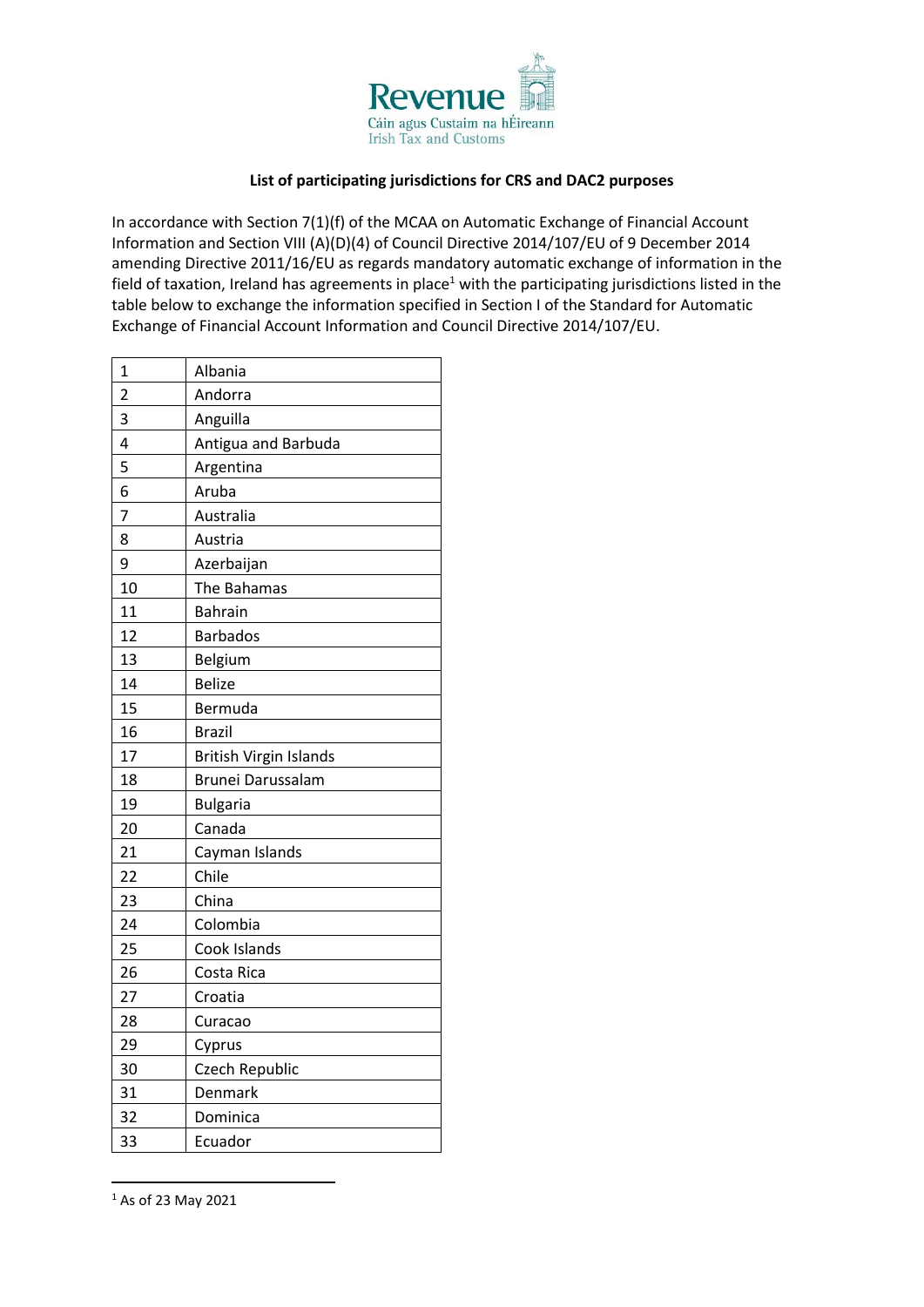Revenue

Cáin agus Custaim na hÉireann

Irish Tax and Customs

**List of participating jurisdictions for CRS and DAC2 purposes**

In accordance with Section 7(1)(f) of the MCAA on Automatic Exchange of Financial Account Information and Section VIII (A)(D)(4) of Council Directive 2014/107/EU of 9 December 2014 amending Directive 2011/16/EU as regards mandatory automatic exchange of information in the field of taxation, Ireland has agreements in place[1] with the participating jurisdictions listed in the table below to exchange the information specified in Section I of the Standard for Automatic Exchange of Financial Account Information and Council Directive 2014/107/EU.

| | |
|---|---|
| 1 | Albania |
| 2 | Andorra |
| 3 | Anguilla |
| 4 | Antigua and Barbuda |
| 5 | Argentina |
| 6 | Aruba |
| 7 | Australia |
| 8 | Austria |
| 9 | Azerbaijan |
| 10 | The Bahamas |
| 11 | Bahrain |
| 12 | Barbados |
| 13 | Belgium |
| 14 | Belize |
| 15 | Bermuda |
| 16 | Brazil |
| 17 | British Virgin Islands |
| 18 | Brunei Darussalam |
| 19 | Bulgaria |
| 20 | Canada |
| 21 | Cayman Islands |
| 22 | Chile |
| 23 | China |
| 24 | Colombia |
| 25 | Cook Islands |
| 26 | Costa Rica |
| 27 | Croatia |
| 28 | Curacao |
| 29 | Cyprus |
| 30 | Czech Republic |
| 31 | Denmark |
| 32 | Dominica |
| 33 | Ecuador |

[1] As of 23 May 2021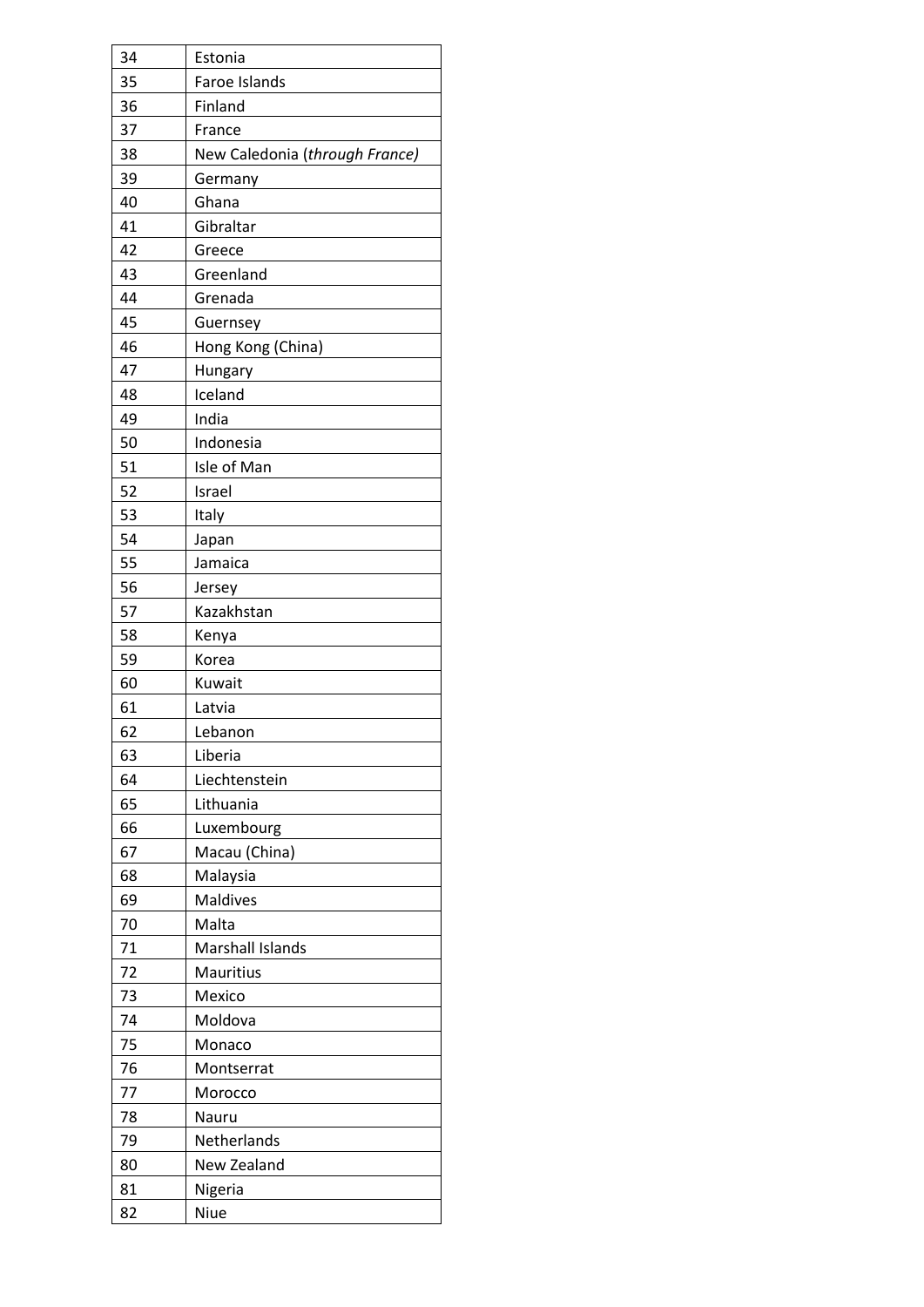| 34 | Estonia |
|---|---|
| 35 | Faroe Islands |
| 36 | Finland |
| 37 | France |
| 38 | New Caledonia (*through France)* |
| 39 | Germany |
| 40 | Ghana |
| 41 | Gibraltar |
| 42 | Greece |
| 43 | Greenland |
| 44 | Grenada |
| 45 | Guernsey |
| 46 | Hong Kong (China) |
| 47 | Hungary |
| 48 | Iceland |
| 49 | India |
| 50 | Indonesia |
| 51 | Isle of Man |
| 52 | Israel |
| 53 | Italy |
| 54 | Japan |
| 55 | Jamaica |
| 56 | Jersey |
| 57 | Kazakhstan |
| 58 | Kenya |
| 59 | Korea |
| 60 | Kuwait |
| 61 | Latvia |
| 62 | Lebanon |
| 63 | Liberia |
| 64 | Liechtenstein |
| 65 | Lithuania |
| 66 | Luxembourg |
| 67 | Macau (China) |
| 68 | Malaysia |
| 69 | Maldives |
| 70 | Malta |
| 71 | Marshall Islands |
| 72 | Mauritius |
| 73 | Mexico |
| 74 | Moldova |
| 75 | Monaco |
| 76 | Montserrat |
| 77 | Morocco |
| 78 | Nauru |
| 79 | Netherlands |
| 80 | New Zealand |
| 81 | Nigeria |
| 82 | Niue |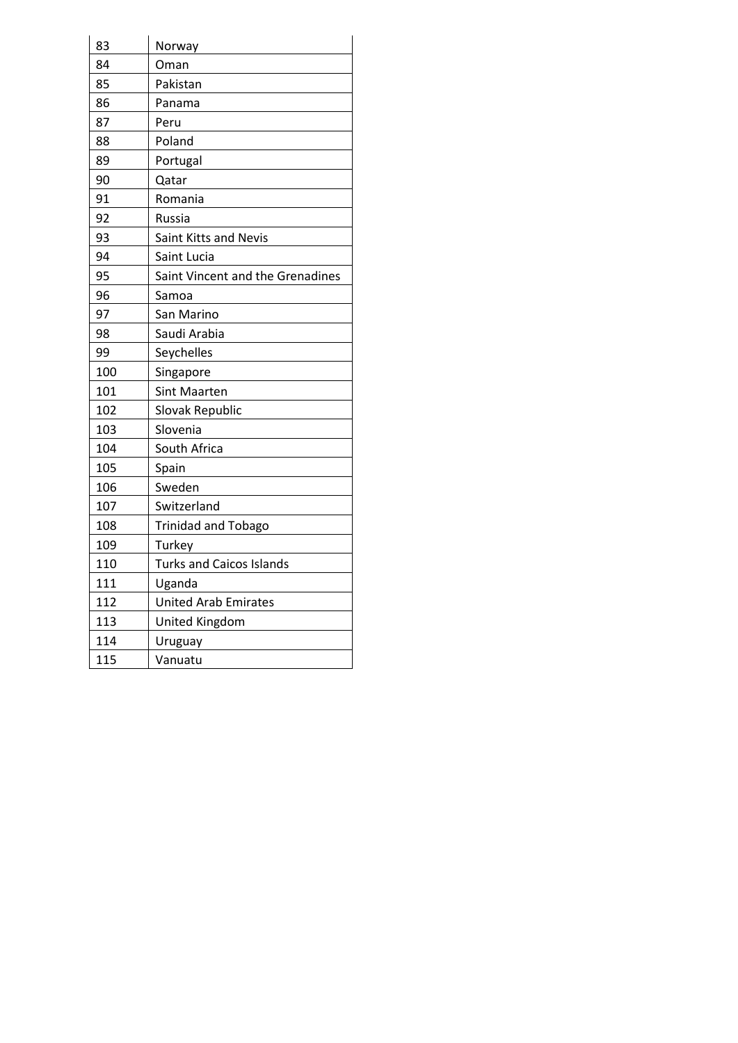| | |
|---|---|
| 83 | Norway |
| 84 | Oman |
| 85 | Pakistan |
| 86 | Panama |
| 87 | Peru |
| 88 | Poland |
| 89 | Portugal |
| 90 | Qatar |
| 91 | Romania |
| 92 | Russia |
| 93 | Saint Kitts and Nevis |
| 94 | Saint Lucia |
| 95 | Saint Vincent and the Grenadines |
| 96 | Samoa |
| 97 | San Marino |
| 98 | Saudi Arabia |
| 99 | Seychelles |
| 100 | Singapore |
| 101 | Sint Maarten |
| 102 | Slovak Republic |
| 103 | Slovenia |
| 104 | South Africa |
| 105 | Spain |
| 106 | Sweden |
| 107 | Switzerland |
| 108 | Trinidad and Tobago |
| 109 | Turkey |
| 110 | Turks and Caicos Islands |
| 111 | Uganda |
| 112 | United Arab Emirates |
| 113 | United Kingdom |
| 114 | Uruguay |
| 115 | Vanuatu |